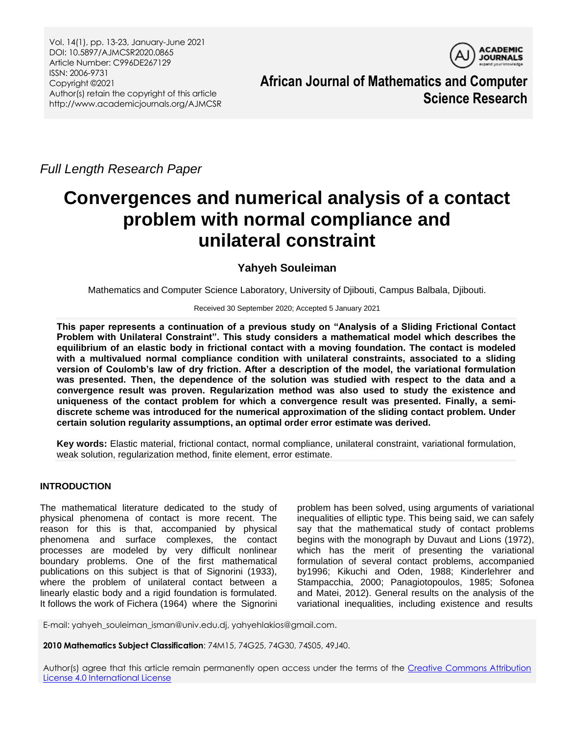*Full Length Research Paper*

# Convergences and numerical analysis of a contact problem with normal compliance and unilateral constraint

**Yahyeh Souleiman**

Mathematics and Computer Science Laboratory, University of Djibouti, Campus Balbala, Djibouti.

Received 30 September 2020; Accepted 5 January 2021

**This paper represents a continuation of a previous study on "Analysis of a Sliding Frictional Contact Problem with Unilateral Constraint". This study considers a mathematical model which describes the equilibrium of an elastic body in frictional contact with a moving foundation. The contact is modeled with a multivalued normal compliance condition with unilateral constraints, associated to a sliding version of Coulomb's law of dry friction. After a description of the model, the variational formulation was presented. Then, the dependence of the solution was studied with respect to the data and a convergence result was proven. Regularization method was also used to study the existence and uniqueness of the contact problem for which a convergence result was presented. Finally, a semi-discrete scheme was introduced for the numerical approximation of the sliding contact problem. Under certain solution regularity assumptions, an optimal order error estimate was derived.**

**Key words:** Elastic material, frictional contact, normal compliance, unilateral constraint, variational formulation, weak solution, regularization method, finite element, error estimate.

## INTRODUCTION

The mathematical literature dedicated to the study of physical phenomena of contact is more recent. The reason for this is that, accompanied by physical phenomena and surface complexes, the contact processes are modeled by very difficult nonlinear boundary problems. One of the first mathematical publications on this subject is that of Signorini (1933), where the problem of unilateral contact between a linearly elastic body and a rigid foundation is formulated. It follows the work of Fichera (1964) where the Signorini problem has been solved, using arguments of variational inequalities of elliptic type. This being said, we can safely say that the mathematical study of contact problems begins with the monograph by Duvaut and Lions (1972), which has the merit of presenting the variational formulation of several contact problems, accompanied by1996; Kikuchi and Oden, 1988; Kinderlehrer and Stampacchia, 2000; Panagiotopoulos, 1985; Sofonea and Matei, 2012). General results on the analysis of the variational inequalities, including existence and results

E-mail: yahyeh_souleiman_isman@univ.edu.dj, yahyehlakios@gmail.com.

**2010 Mathematics Subject Classification**: 74M15, 74G25, 74G30, 74S05, 49J40.

Author(s) agree that this article remain permanently open access under the terms of the Creative Commons Attribution License 4.0 International License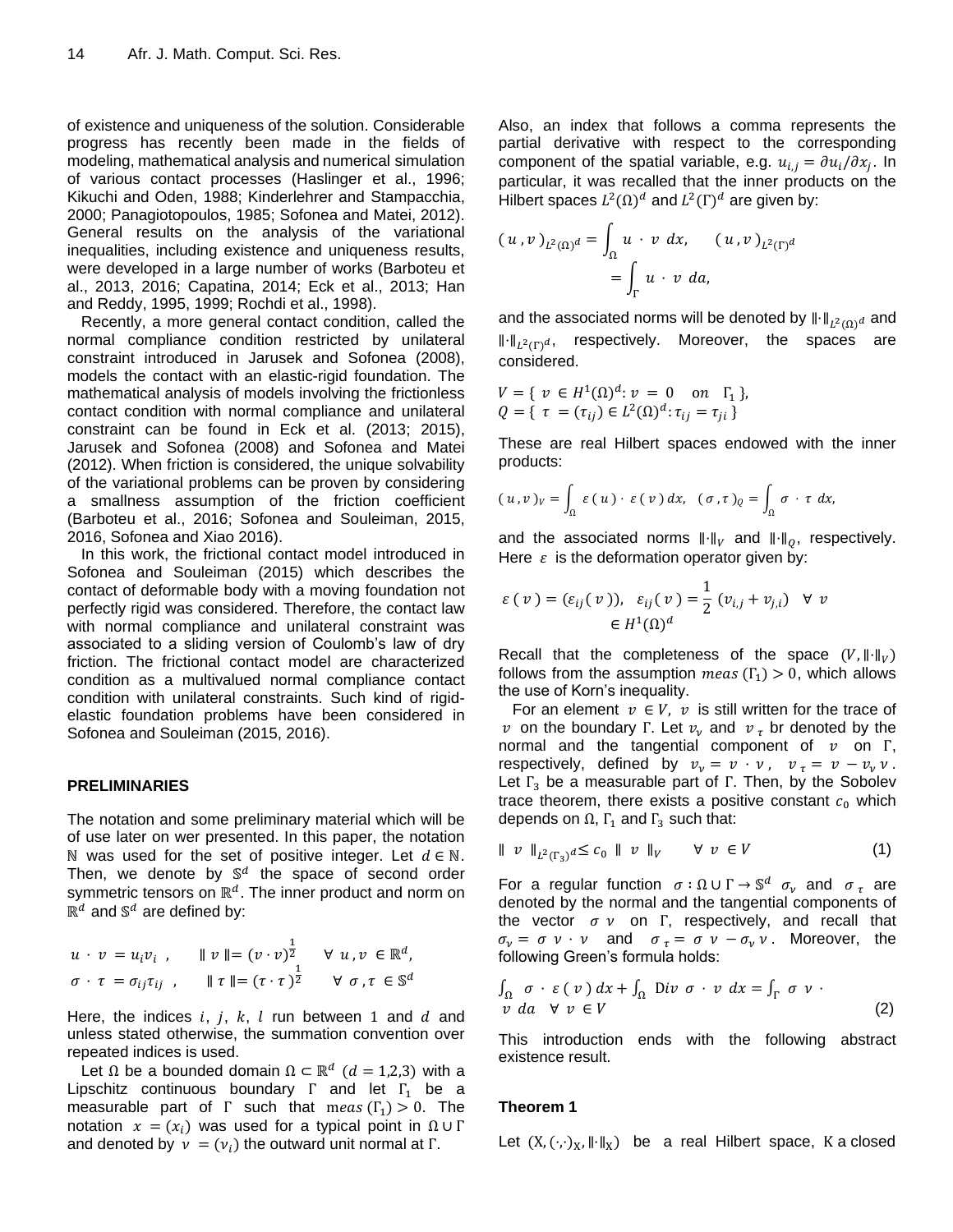of existence and uniqueness of the solution. Considerable progress has recently been made in the fields of modeling, mathematical analysis and numerical simulation of various contact processes (Haslinger et al., 1996; Kikuchi and Oden, 1988; Kinderlehrer and Stampacchia, 2000; Panagiotopoulos, 1985; Sofonea and Matei, 2012). General results on the analysis of the variational inequalities, including existence and uniqueness results, were developed in a large number of works (Barboteu et al., 2013, 2016; Capatina, 2014; Eck et al., 2013; Han and Reddy, 1995, 1999; Rochdi et al., 1998).

Recently, a more general contact condition, called the normal compliance condition restricted by unilateral constraint introduced in Jarusek and Sofonea (2008), models the contact with an elastic-rigid foundation. The mathematical analysis of models involving the frictionless contact condition with normal compliance and unilateral constraint can be found in Eck et al. (2013; 2015), Jarusek and Sofonea (2008) and Sofonea and Matei (2012). When friction is considered, the unique solvability of the variational problems can be proven by considering a smallness assumption of the friction coefficient (Barboteu et al., 2016; Sofonea and Souleiman, 2015, 2016, Sofonea and Xiao 2016).

In this work, the frictional contact model introduced in Sofonea and Souleiman (2015) which describes the contact of deformable body with a moving foundation not perfectly rigid was considered. Therefore, the contact law with normal compliance and unilateral constraint was associated to a sliding version of Coulomb's law of dry friction. The frictional contact model are characterized condition as a multivalued normal compliance contact condition with unilateral constraints. Such kind of rigid-elastic foundation problems have been considered in Sofonea and Souleiman (2015, 2016).

## PRELIMINARIES

The notation and some preliminary material which will be of use later on wer presented. In this paper, the notation $\mathbb{N}$ was used for the set of positive integer. Let $d \in \mathbb{N}$. Then, we denote by $\mathbb{S}^d$ the space of second order symmetric tensors on $\mathbb{R}^d$. The inner product and norm on $\mathbb{R}^d$ and $\mathbb{S}^d$ are defined by:

$$u \cdot v = u_i v_i \ , \qquad \| v \| = (v \cdot v)^{\frac{1}{2}} \qquad \forall \ u, v \in \mathbb{R}^d,$$
$$\sigma \cdot \tau = \sigma_{ij} \tau_{ij} \ , \qquad \| \tau \| = (\tau \cdot \tau)^{\frac{1}{2}} \qquad \forall \ \sigma, \tau \in \mathbb{S}^d$$

Here, the indices $i$, $j$, $k$, $l$ run between 1 and $d$ and unless stated otherwise, the summation convention over repeated indices is used.

Let $\Omega$ be a bounded domain $\Omega \subset \mathbb{R}^d$ $(d = 1,2,3)$ with a Lipschitz continuous boundary $\Gamma$ and let $\Gamma_1$ be a measurable part of $\Gamma$ such that $meas\,(\Gamma_1) > 0$. The notation $x = (x_i)$ was used for a typical point in $\Omega \cup \Gamma$ and denoted by $\nu = (\nu_i)$ the outward unit normal at $\Gamma$.

Also, an index that follows a comma represents the partial derivative with respect to the corresponding component of the spatial variable, e.g. $u_{i,j} = \partial u_i / \partial x_j$. In particular, it was recalled that the inner products on the Hilbert spaces $L^2(\Omega)^d$ and $L^2(\Gamma)^d$ are given by:

$$(u, v)_{L^2(\Omega)^d} = \int_\Omega u \cdot v \ dx, \qquad (u, v)_{L^2(\Gamma)^d} = \int_\Gamma u \cdot v \ da,$$

and the associated norms will be denoted by $\|\cdot\|_{L^2(\Omega)^d}$ and $\|\cdot\|_{L^2(\Gamma)^d}$, respectively. Moreover, the spaces are considered.

$$V = \{ \ v \in H^1(\Omega)^d : v = 0 \quad on \quad \Gamma_1 \},$$
$$Q = \{ \ \tau = (\tau_{ij}) \in L^2(\Omega)^d : \tau_{ij} = \tau_{ji} \ \}$$

These are real Hilbert spaces endowed with the inner products:

$$(u, v)_V = \int_\Omega \varepsilon(u) \cdot \varepsilon(v) \, dx, \quad (\sigma, \tau)_Q = \int_\Omega \sigma \cdot \tau \ dx,$$

and the associated norms $\|\cdot\|_V$ and $\|\cdot\|_Q$, respectively. Here $\varepsilon$ is the deformation operator given by:

$$\varepsilon(v) = (\varepsilon_{ij}(v)), \quad \varepsilon_{ij}(v) = \frac{1}{2}(v_{i,j} + v_{j,i}) \quad \forall \ v \in H^1(\Omega)^d$$

Recall that the completeness of the space $(V, \|\cdot\|_V)$ follows from the assumption $meas\,(\Gamma_1) > 0$, which allows the use of Korn's inequality.

For an element $v \in V$, $v$ is still written for the trace of $v$ on the boundary $\Gamma$. Let $v_\nu$ and $v_\tau$ br denoted by the normal and the tangential component of $v$ on $\Gamma$, respectively, defined by $v_\nu = v \cdot \nu$, $v_\tau = v - v_\nu \nu$. Let $\Gamma_3$ be a measurable part of $\Gamma$. Then, by the Sobolev trace theorem, there exists a positive constant $c_0$ which depends on $\Omega$, $\Gamma_1$ and $\Gamma_3$ such that:

$$\| \ v \ \|_{L^2(\Gamma_3)^d} \leq c_0 \ \| \ v \ \|_V \qquad \forall \ v \in V \tag{1}$$

For a regular function $\sigma : \Omega \cup \Gamma \to \mathbb{S}^d$ $\sigma_\nu$ and $\sigma_\tau$ are denoted by the normal and the tangential components of the vector $\sigma\nu$ on $\Gamma$, respectively, and recall that $\sigma_\nu = \sigma\nu \cdot \nu$ and $\sigma_\tau = \sigma\nu - \sigma_\nu \nu$. Moreover, the following Green's formula holds:

$$\int_\Omega \sigma \cdot \varepsilon(v) \, dx + \int_\Omega \mathrm{Div}\, \sigma \cdot v \ dx = \int_\Gamma \sigma\nu \cdot v \ da \quad \forall \ v \in V \tag{2}$$

This introduction ends with the following abstract existence result.

### Theorem 1

Let $(X, (\cdot,\cdot)_X, \|\cdot\|_X)$ be a real Hilbert space, $K$ a closed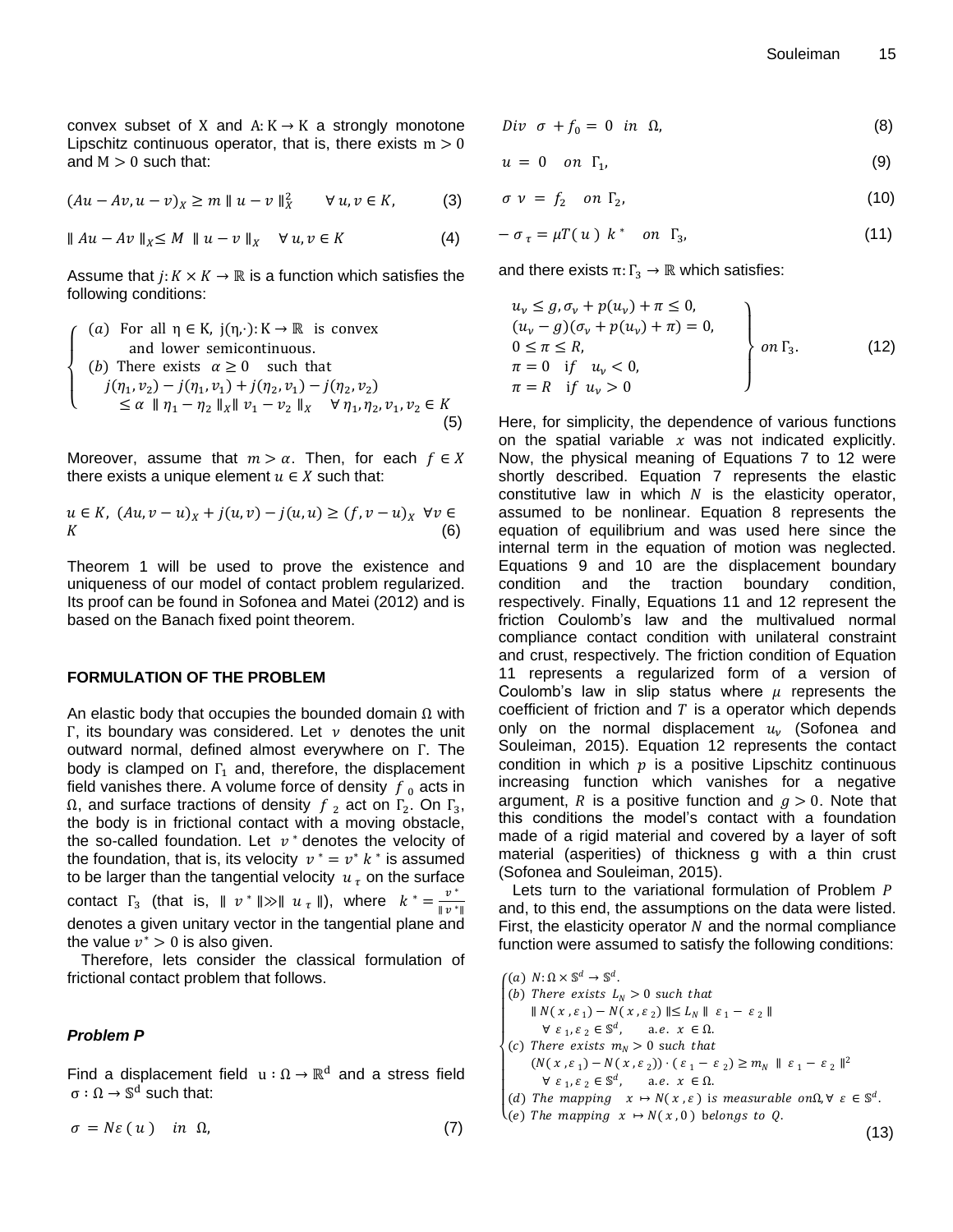convex subset of $X$ and $A: K \to K$ a strongly monotone Lipschitz continuous operator, that is, there exists $m > 0$ and $M > 0$ such that:

$$(Au - Av, u - v)_X \geq m \parallel u - v \parallel_X^2 \qquad \forall\, u, v \in K, \tag{3}$$

$$\parallel Au - Av \parallel_X \leq M \parallel u - v \parallel_X \quad \forall\, u, v \in K \tag{4}$$

Assume that $j: K \times K \to \mathbb{R}$ is a function which satisfies the following conditions:

$$\begin{cases} (a) \text{ For all } \eta \in K,\ j(\eta, \cdot): K \to \mathbb{R} \text{ is convex and lower semicontinuous.} \\ (b) \text{ There exists } \alpha \geq 0 \text{ such that} \\ \quad j(\eta_1, v_2) - j(\eta_1, v_1) + j(\eta_2, v_1) - j(\eta_2, v_2) \\ \qquad \leq \alpha \parallel \eta_1 - \eta_2 \parallel_X \parallel v_1 - v_2 \parallel_X \quad \forall\, \eta_1, \eta_2, v_1, v_2 \in K \end{cases} \tag{5}$$

Moreover, assume that $m > \alpha$. Then, for each $f \in X$ there exists a unique element $u \in X$ such that:

$$u \in K,\ (Au, v - u)_X + j(u, v) - j(u, u) \geq (f, v - u)_X \ \ \forall v \in K \tag{6}$$

Theorem 1 will be used to prove the existence and uniqueness of our model of contact problem regularized. Its proof can be found in Sofonea and Matei (2012) and is based on the Banach fixed point theorem.

## FORMULATION OF THE PROBLEM

An elastic body that occupies the bounded domain $\Omega$ with $\Gamma$, its boundary was considered. Let $\nu$ denotes the unit outward normal, defined almost everywhere on $\Gamma$. The body is clamped on $\Gamma_1$ and, therefore, the displacement field vanishes there. A volume force of density $f_0$ acts in $\Omega$, and surface tractions of density $f_2$ act on $\Gamma_2$. On $\Gamma_3$, the body is in frictional contact with a moving obstacle, the so-called foundation. Let $v^*$ denotes the velocity of the foundation, that is, its velocity $v^* = v^* k^*$ is assumed to be larger than the tangential velocity $u_\tau$ on the surface contact $\Gamma_3$ (that is, $\parallel v^* \parallel \gg \parallel u_\tau \parallel$), where $k^* = \frac{v^*}{\parallel v^* \parallel}$ denotes a given unitary vector in the tangential plane and the value $v^* > 0$ is also given.

Therefore, lets consider the classical formulation of frictional contact problem that follows.

### *Problem P*

Find a displacement field $u: \Omega \to \mathbb{R}^d$ and a stress field $\sigma: \Omega \to \mathbb{S}^d$ such that:

$$\sigma = N\varepsilon(u) \quad in\ \ \Omega, \tag{7}$$

$$Div\ \ \sigma + f_0 = 0 \ \ in\ \ \Omega, \tag{8}$$

$$u = 0 \quad on\ \ \Gamma_1, \tag{9}$$

$$\sigma\,\nu = f_2 \quad on\ \ \Gamma_2, \tag{10}$$

$$-\sigma_\tau = \mu T(u)\ k^* \quad on\ \ \Gamma_3, \tag{11}$$

and there exists $\pi: \Gamma_3 \to \mathbb{R}$ which satisfies:

$$\left.\begin{array}{l} u_\nu \leq g, \sigma_\nu + p(u_\nu) + \pi \leq 0, \\ (u_\nu - g)(\sigma_\nu + p(u_\nu) + \pi) = 0, \\ 0 \leq \pi \leq R, \\ \pi = 0 \quad if \quad u_\nu < 0, \\ \pi = R \quad if \ \ u_\nu > 0 \end{array}\right\}\ on\, \Gamma_3. \tag{12}$$

Here, for simplicity, the dependence of various functions on the spatial variable $x$ was not indicated explicitly. Now, the physical meaning of Equations 7 to 12 were shortly described. Equation 7 represents the elastic constitutive law in which $N$ is the elasticity operator, assumed to be nonlinear. Equation 8 represents the equation of equilibrium and was used here since the internal term in the equation of motion was neglected. Equations 9 and 10 are the displacement boundary condition and the traction boundary condition, respectively. Finally, Equations 11 and 12 represent the friction Coulomb's law and the multivalued normal compliance contact condition with unilateral constraint and crust, respectively. The friction condition of Equation 11 represents a regularized form of a version of Coulomb's law in slip status where $\mu$ represents the coefficient of friction and $T$ is a operator which depends only on the normal displacement $u_\nu$ (Sofonea and Souleiman, 2015). Equation 12 represents the contact condition in which $p$ is a positive Lipschitz continuous increasing function which vanishes for a negative argument, $R$ is a positive function and $g > 0$. Note that this conditions the model's contact with a foundation made of a rigid material and covered by a layer of soft material (asperities) of thickness g with a thin crust (Sofonea and Souleiman, 2015).

Lets turn to the variational formulation of Problem $P$ and, to this end, the assumptions on the data were listed. First, the elasticity operator $N$ and the normal compliance function were assumed to satisfy the following conditions:

$$\begin{cases} (a)\ N: \Omega \times \mathbb{S}^d \to \mathbb{S}^d. \\ (b)\ There\ exists\ L_N > 0\ such\ that \\ \quad \parallel N(x, \varepsilon_1) - N(x, \varepsilon_2) \parallel \leq L_N \parallel \varepsilon_1 - \varepsilon_2 \parallel \\ \qquad \forall\, \varepsilon_1, \varepsilon_2 \in \mathbb{S}^d, \quad a.e.\ x \in \Omega. \\ (c)\ There\ exists\ m_N > 0\ such\ that \\ \quad (N(x, \varepsilon_1) - N(x, \varepsilon_2)) \cdot (\varepsilon_1 - \varepsilon_2) \geq m_N \parallel \varepsilon_1 - \varepsilon_2 \parallel^2 \\ \qquad \forall\, \varepsilon_1, \varepsilon_2 \in \mathbb{S}^d, \quad a.e.\ x \in \Omega. \\ (d)\ The\ mapping\ \ x \mapsto N(x, \varepsilon)\ is\ measurable\ on \Omega, \forall\, \varepsilon \in \mathbb{S}^d. \\ (e)\ The\ mapping\ \ x \mapsto N(x, 0)\ belongs\ to\ Q. \end{cases} \tag{13}$$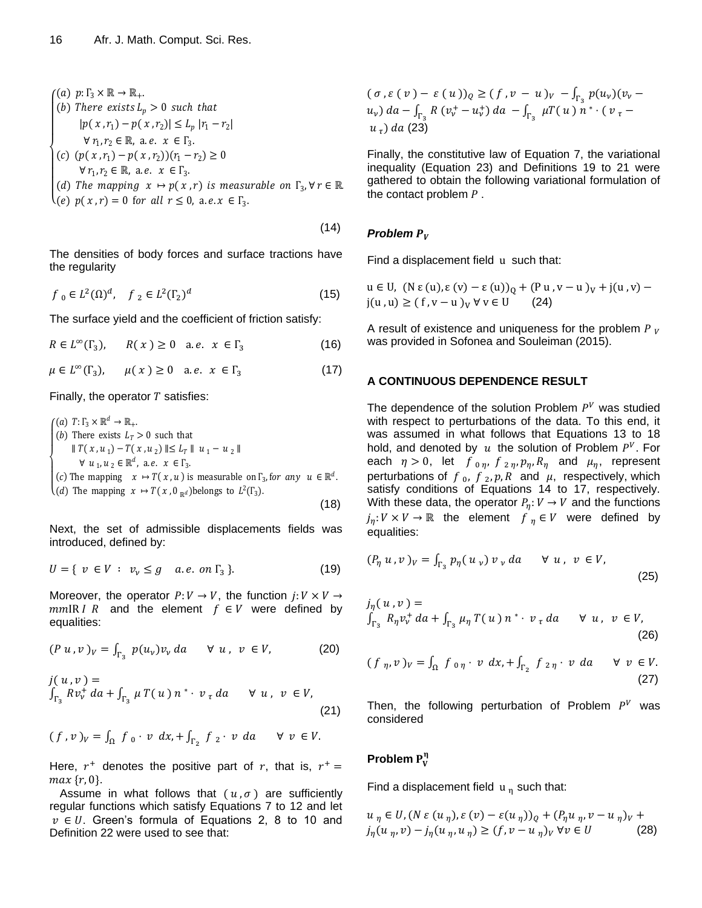$$\begin{cases} (a)\ p\colon \Gamma_3 \times \mathbb{R} \to \mathbb{R}_+. \\ (b)\ There\ exists\ L_p > 0\ such\ that \\ \qquad |p(x, r_1) - p(x, r_2)| \leq L_p\, |r_1 - r_2| \\ \qquad \forall\, r_1, r_2 \in \mathbb{R},\ \text{a.e.}\ x \in \Gamma_3. \\ (c)\ (p(x, r_1) - p(x, r_2))(r_1 - r_2) \geq 0 \\ \qquad \forall\, r_1, r_2 \in \mathbb{R},\ \text{a.e.}\ x \in \Gamma_3. \\ (d)\ The\ mapping\ x \mapsto p(x, r)\ is\ measurable\ on\ \Gamma_3, \forall\, r \in \mathbb{R}. \\ (e)\ p(x, r) = 0\ \text{for all}\ r \leq 0,\ \text{a.e.}\ x \in \Gamma_3. \end{cases} \tag{14}$$

The densities of body forces and surface tractions have the regularity

$$f_0 \in L^2(\Omega)^d, \quad f_2 \in L^2(\Gamma_2)^d \tag{15}$$

The surface yield and the coefficient of friction satisfy:

$$R \in L^\infty(\Gamma_3), \qquad R(x) \geq 0 \quad \text{a.e.}\ x \in \Gamma_3 \tag{16}$$

$$\mu \in L^\infty(\Gamma_3), \qquad \mu(x) \geq 0 \quad \text{a.e.}\ x \in \Gamma_3 \tag{17}$$

Finally, the operator $T$ satisfies:

$$\begin{cases} (a)\ T\colon \Gamma_3 \times \mathbb{R}^d \to \mathbb{R}_+. \\ (b)\ \text{There exists}\ L_T > 0\ \text{such that} \\ \qquad \| T(x, u_1) - T(x, u_2) \| \leq L_T \| u_1 - u_2 \| \\ \qquad \forall\, u_1, u_2 \in \mathbb{R}^d,\ \text{a.e.}\ x \in \Gamma_3. \\ (c)\ \text{The mapping}\ x \mapsto T(x, u)\ \text{is measurable on}\ \Gamma_3, for\ any\ u \in \mathbb{R}^d. \\ (d)\ \text{The mapping}\ x \mapsto T(x, 0_{\mathbb{R}^d})\text{belongs to}\ L^2(\Gamma_3). \end{cases} \tag{18}$$

Next, the set of admissible displacements fields was introduced, defined by:

$$U = \{\, v \in V \ :\ v_\nu \leq g \quad a.e.\ on\ \Gamma_3 \,\}. \tag{19}$$

Moreover, the operator $P\colon V \to V$, the function $j\colon V \times V \to mm\text{IR}\, I\ R$ and the element $f \in V$ were defined by equalities:

$$(P\,u, v)_V = \int_{\Gamma_3} p(u_\nu) v_\nu\, da \qquad \forall\, u,\ v \in V, \tag{20}$$

$$j(u, v) = \int_{\Gamma_3} R v_\nu^+\, da + \int_{\Gamma_3} \mu\, T(u)\, n^* \cdot v_\tau\, da \qquad \forall\, u,\ v \in V, \tag{21}$$

$$(f, v)_V = \int_\Omega f_0 \cdot v\ dx, + \int_{\Gamma_2} f_2 \cdot v\ da \qquad \forall\, v \in V.$$

Here, $r^+$ denotes the positive part of $r$, that is, $r^+ = max\,\{r, 0\}$.

Assume in what follows that $(u, \sigma)$ are sufficiently regular functions which satisfy Equations 7 to 12 and let $v \in U$. Green's formula of Equations 2, 8 to 10 and Definition 22 were used to see that:

$$(\sigma, \varepsilon(v) - \varepsilon(u))_Q \geq (f, v - u)_V - \int_{\Gamma_3} p(u_\nu)(v_\nu - u_\nu)\, da - \int_{\Gamma_3} R\,(v_\nu^+ - u_\nu^+)\, da - \int_{\Gamma_3} \mu T(u)\, n^* \cdot (v_\tau - u_\tau)\, da \tag{23}$$

Finally, the constitutive law of Equation 7, the variational inequality (Equation 23) and Definitions 19 to 21 were gathered to obtain the following variational formulation of the contact problem $P$.

### Problem $P_V$

Find a displacement field $u$ such that:

$$u \in U,\ (N\,\varepsilon(u), \varepsilon(v) - \varepsilon(u))_Q + (P\,u, v - u)_V + j(u, v) - j(u, u) \geq (f, v - u)_V\ \forall\, v \in U \tag{24}$$

A result of existence and uniqueness for the problem $P_V$ was provided in Sofonea and Souleiman (2015).

## A CONTINUOUS DEPENDENCE RESULT

The dependence of the solution Problem $P^V$ was studied with respect to perturbations of the data. To this end, it was assumed in what follows that Equations 13 to 18 hold, and denoted by $u$ the solution of Problem $P^V$. For each $\eta > 0$, let $f_{0\eta}, f_{2\eta}, p_\eta, R_\eta$ and $\mu_\eta$, represent perturbations of $f_0, f_2, p, R$ and $\mu$, respectively, which satisfy conditions of Equations 14 to 17, respectively. With these data, the operator $P_\eta\colon V \to V$ and the functions $j_\eta\colon V \times V \to \mathbb{R}$ the element $f_\eta \in V$ were defined by equalities:

$$(P_\eta\, u, v)_V = \int_{\Gamma_3} p_\eta(u_\nu)\, v_\nu\, da \qquad \forall\, u,\ v \in V, \tag{25}$$

$$j_\eta(u, v) = \int_{\Gamma_3} R_\eta v_\nu^+\, da + \int_{\Gamma_3} \mu_\eta\, T(u)\, n^* \cdot v_\tau\, da \qquad \forall\, u,\ v \in V, \tag{26}$$

$$(f_\eta, v)_V = \int_\Omega f_{0\eta} \cdot v\ dx, + \int_{\Gamma_2} f_{2\eta} \cdot v\ da \qquad \forall\, v \in V. \tag{27}$$

Then, the following perturbation of Problem $P^V$ was considered

### Problem $P_V^\eta$

Find a displacement field $u_\eta$ such that:

$$u_\eta \in U, (N\,\varepsilon(u_\eta), \varepsilon(v) - \varepsilon(u_\eta))_Q + (P_\eta u_\eta, v - u_\eta)_V + j_\eta(u_\eta, v) - j_\eta(u_\eta, u_\eta) \geq (f, v - u_\eta)_V\ \forall v \in U \tag{28}$$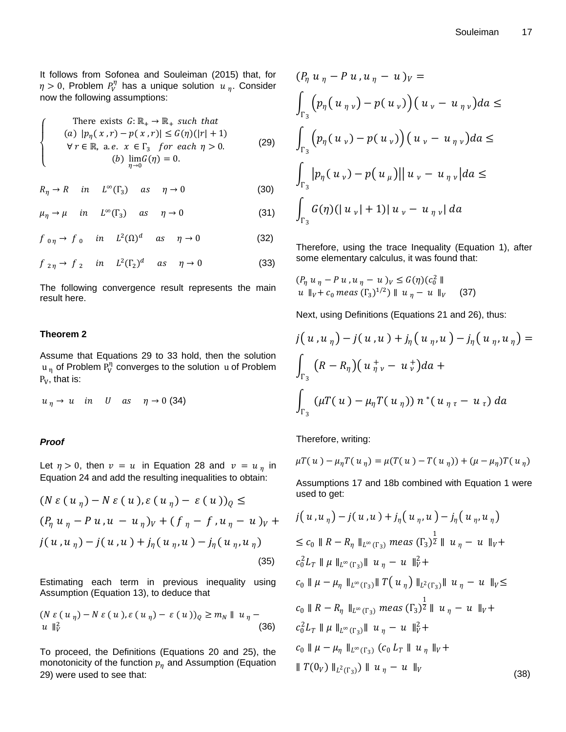It follows from Sofonea and Souleiman (2015) that, for $\eta > 0$, Problem $P_V^\eta$ has a unique solution $u_\eta$. Consider now the following assumptions:

$$\left\{ \begin{array}{c} \text{There exists } G: \mathbb{R}_+ \to \mathbb{R}_+ \text{ such that} \\ (a)\ |p_\eta(x, r) - p(x, r)| \leq G(\eta)(|r| + 1) \\ \forall\, r \in \mathbb{R},\ \text{a.e. } x \in \Gamma_3 \quad \text{for each } \eta > 0. \\ (b)\ \lim_{\eta \to 0} G(\eta) = 0. \end{array} \right. \tag{29}$$

$$R_\eta \to R \quad in \quad L^\infty(\Gamma_3) \quad as \quad \eta \to 0 \tag{30}$$

$$\mu_\eta \to \mu \quad in \quad L^\infty(\Gamma_3) \quad as \quad \eta \to 0 \tag{31}$$

$$f_{0\eta} \to f_0 \quad in \quad L^2(\Omega)^d \quad as \quad \eta \to 0 \tag{32}$$

$$f_{2\eta} \to f_2 \quad in \quad L^2(\Gamma_2)^d \quad as \quad \eta \to 0 \tag{33}$$

The following convergence result represents the main result here.

**Theorem 2**

Assume that Equations 29 to 33 hold, then the solution $u_\eta$ of Problem $P_V^\eta$ converges to the solution $u$ of Problem $P_V$, that is:

$$u_\eta \to u \quad in \quad U \quad as \quad \eta \to 0 \tag{34}$$

***Proof***

Let $\eta > 0$, then $v = u$ in Equation 28 and $v = u_\eta$ in Equation 24 and add the resulting inequalities to obtain:

$$(N\varepsilon(u_\eta) - N\varepsilon(u), \varepsilon(u_\eta) - \varepsilon(u))_Q \leq (P_\eta u_\eta - Pu, u - u_\eta)_V + (f_\eta - f, u_\eta - u)_V + j(u, u_\eta) - j(u, u) + j_\eta(u_\eta, u) - j_\eta(u_\eta, u_\eta) \tag{35}$$

Estimating each term in previous inequality using Assumption (Equation 13), to deduce that

$$(N\varepsilon(u_\eta) - N\varepsilon(u), \varepsilon(u_\eta) - \varepsilon(u))_Q \geq m_N \| u_\eta - u \|_V^2 \tag{36}$$

To proceed, the Definitions (Equations 20 and 25), the monotonicity of the function $p_\eta$ and Assumption (Equation 29) were used to see that:

$$(P_\eta u_\eta - Pu, u_\eta - u)_V = \int_{\Gamma_3} \left(p_\eta(u_{\eta\nu}) - p(u_\nu)\right)(u_\nu - u_{\eta\nu})da \leq \int_{\Gamma_3} \left(p_\eta(u_\nu) - p(u_\nu)\right)(u_\nu - u_{\eta\nu})da \leq \int_{\Gamma_3} |p_\eta(u_\nu) - p(u_\mu)||u_\nu - u_{\eta\nu}|da \leq \int_{\Gamma_3} G(\eta)(|u_\nu| + 1)|u_\nu - u_{\eta\nu}|\,da$$

Therefore, using the trace Inequality (Equation 1), after some elementary calculus, it was found that:

$$(P_\eta u_\eta - Pu, u_\eta - u)_V \leq G(\eta)(c_0^2 \| u \|_V + c_0\, meas\,(\Gamma_3)^{1/2}) \| u_\eta - u \|_V \tag{37}$$

Next, using Definitions (Equations 21 and 26), thus:

$$j(u, u_\eta) - j(u, u) + j_\eta(u_\eta, u) - j_\eta(u_\eta, u_\eta) = \int_{\Gamma_3} (R - R_\eta)(u_{\eta\nu}^+ - u_\nu^+)da + \int_{\Gamma_3} (\mu T(u) - \mu_\eta T(u_\eta))\, n^*(u_{\eta\tau} - u_\tau)\, da$$

Therefore, writing:

$$\mu T(u) - \mu_\eta T(u_\eta) = \mu(T(u) - T(u_\eta)) + (\mu - \mu_\eta)T(u_\eta)$$

Assumptions 17 and 18b combined with Equation 1 were used to get:

$$\begin{aligned} & j(u, u_\eta) - j(u, u) + j_\eta(u_\eta, u) - j_\eta(u_\eta, u_\eta) \\ & \leq c_0 \| R - R_\eta \|_{L^\infty(\Gamma_3)}\, meas\,(\Gamma_3)^{\frac{1}{2}} \| u_\eta - u \|_V + c_0^2 L_T \| \mu \|_{L^\infty(\Gamma_3)} \| u_\eta - u \|_V^2 + c_0 \| \mu - \mu_\eta \|_{L^\infty(\Gamma_3)} \| T(u_\eta) \|_{L^2(\Gamma_3)} \| u_\eta - u \|_V \leq \\ & c_0 \| R - R_\eta \|_{L^\infty(\Gamma_3)}\, meas\,(\Gamma_3)^{\frac{1}{2}} \| u_\eta - u \|_V + c_0^2 L_T \| \mu \|_{L^\infty(\Gamma_3)} \| u_\eta - u \|_V^2 + \\ & c_0 \| \mu - \mu_\eta \|_{L^\infty(\Gamma_3)} (c_0 L_T \| u_\eta \|_V + \| T(0_V) \|_{L^2(\Gamma_3)}) \| u_\eta - u \|_V \end{aligned} \tag{38}$$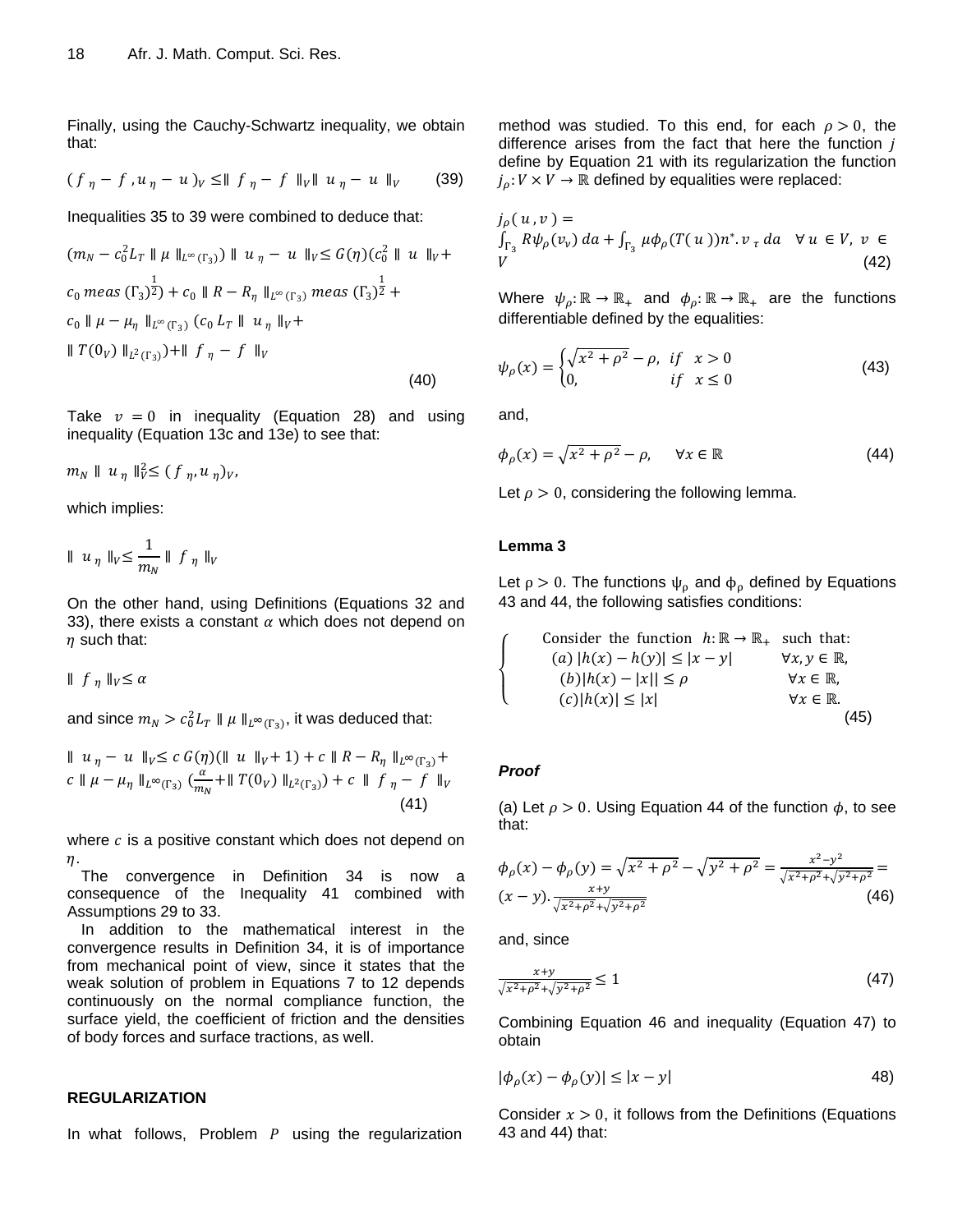Finally, using the Cauchy-Schwartz inequality, we obtain that:

$$(f_\eta - f, u_\eta - u)_V \leq \| f_\eta - f \|_V \| u_\eta - u \|_V \tag{39}$$

Inequalities 35 to 39 were combined to deduce that:

$$(m_N - c_0^2 L_T \| \mu \|_{L^\infty(\Gamma_3)}) \| u_\eta - u \|_V \leq G(\eta)(c_0^2 \| u \|_V + c_0\, meas\,(\Gamma_3)^{\frac{1}{2}}) + c_0 \| R - R_\eta \|_{L^\infty(\Gamma_3)}\, meas\,(\Gamma_3)^{\frac{1}{2}} + c_0 \| \mu - \mu_\eta \|_{L^\infty(\Gamma_3)} (c_0 L_T \| u_\eta \|_V + \| T(0_V) \|_{L^2(\Gamma_3)}) + \| f_\eta - f \|_V \tag{40}$$

Take $v = 0$ in inequality (Equation 28) and using inequality (Equation 13c and 13e) to see that:

$$m_N \| u_\eta \|_V^2 \leq (f_\eta, u_\eta)_V,$$

which implies:

$$\| u_\eta \|_V \leq \frac{1}{m_N} \| f_\eta \|_V$$

On the other hand, using Definitions (Equations 32 and 33), there exists a constant $\alpha$ which does not depend on $\eta$ such that:

$$\| f_\eta \|_V \leq \alpha$$

and since $m_N > c_0^2 L_T \| \mu \|_{L^\infty(\Gamma_3)}$, it was deduced that:

$$\| u_\eta - u \|_V \leq c\, G(\eta)(\| u \|_V + 1) + c \| R - R_\eta \|_{L^\infty(\Gamma_3)} + c \| \mu - \mu_\eta \|_{L^\infty(\Gamma_3)} (\frac{\alpha}{m_N} + \| T(0_V) \|_{L^2(\Gamma_3)}) + c \| f_\eta - f \|_V \tag{41}$$

where $c$ is a positive constant which does not depend on $\eta$.

The convergence in Definition 34 is now a consequence of the Inequality 41 combined with Assumptions 29 to 33.

In addition to the mathematical interest in the convergence results in Definition 34, it is of importance from mechanical point of view, since it states that the weak solution of problem in Equations 7 to 12 depends continuously on the normal compliance function, the surface yield, the coefficient of friction and the densities of body forces and surface tractions, as well.

## REGULARIZATION

In what follows, Problem $P$ using the regularization method was studied. To this end, for each $\rho > 0$, the difference arises from the fact that here the function $j$ define by Equation 21 with its regularization the function $j_\rho : V \times V \to \mathbb{R}$ defined by equalities were replaced:

$$j_\rho(u, v) = \int_{\Gamma_3} R\psi_\rho(v_\nu)\, da + \int_{\Gamma_3} \mu\phi_\rho(T(u)) n^*. v_\tau\, da \quad \forall\, u \in V,\ v \in V \tag{42}$$

Where $\psi_\rho : \mathbb{R} \to \mathbb{R}_+$ and $\phi_\rho : \mathbb{R} \to \mathbb{R}_+$ are the functions differentiable defined by the equalities:

$$\psi_\rho(x) = \begin{cases} \sqrt{x^2 + \rho^2} - \rho, & if \quad x > 0 \\ 0, & if \quad x \leq 0 \end{cases} \tag{43}$$

and,

$$\phi_\rho(x) = \sqrt{x^2 + \rho^2} - \rho, \quad \forall x \in \mathbb{R} \tag{44}$$

Let $\rho > 0$, considering the following lemma.

**Lemma 3**

Let $\rho > 0$. The functions $\psi_\rho$ and $\phi_\rho$ defined by Equations 43 and 44, the following satisfies conditions:

$$\begin{cases} \text{Consider the function } h : \mathbb{R} \to \mathbb{R}_+ \text{ such that:} \\ (a)\ |h(x) - h(y)| \leq |x - y| \quad \forall x, y \in \mathbb{R}, \\ (b) |h(x) - |x|| \leq \rho \quad \forall x \in \mathbb{R}, \\ (c) |h(x)| \leq |x| \quad \forall x \in \mathbb{R}. \end{cases} \tag{45}$$

***Proof***

(a) Let $\rho > 0$. Using Equation 44 of the function $\phi$, to see that:

$$\phi_\rho(x) - \phi_\rho(y) = \sqrt{x^2 + \rho^2} - \sqrt{y^2 + \rho^2} = \frac{x^2 - y^2}{\sqrt{x^2+\rho^2} + \sqrt{y^2+\rho^2}} = (x - y). \frac{x + y}{\sqrt{x^2+\rho^2} + \sqrt{y^2+\rho^2}} \tag{46}$$

and, since

$$\frac{x + y}{\sqrt{x^2+\rho^2} + \sqrt{y^2+\rho^2}} \leq 1 \tag{47}$$

Combining Equation 46 and inequality (Equation 47) to obtain

$$|\phi_\rho(x) - \phi_\rho(y)| \leq |x - y| \tag{48}$$

Consider $x > 0$, it follows from the Definitions (Equations 43 and 44) that: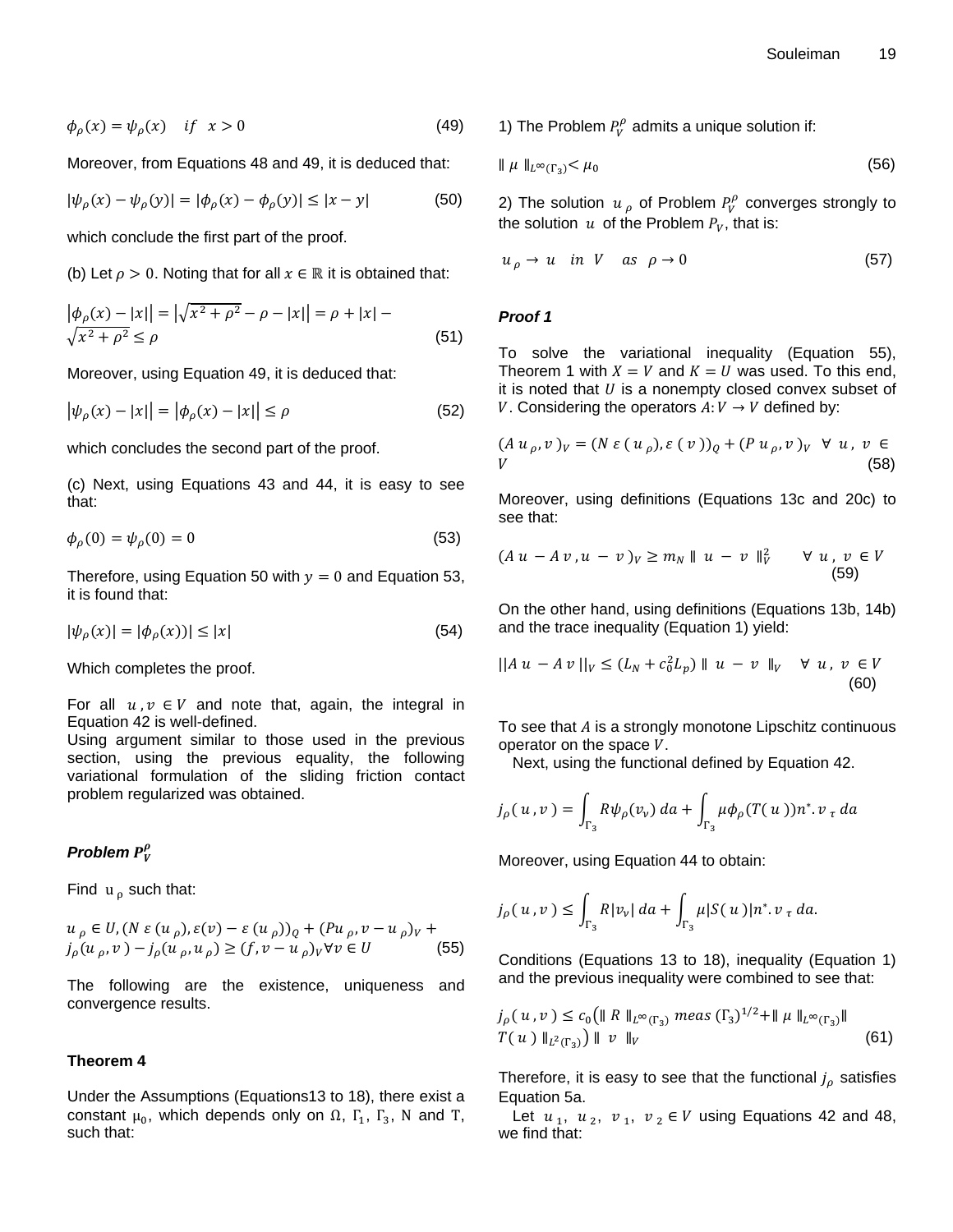$$\phi_\rho(x) = \psi_\rho(x) \quad if \quad x > 0 \tag{49}$$

Moreover, from Equations 48 and 49, it is deduced that:

$$|\psi_\rho(x) - \psi_\rho(y)| = |\phi_\rho(x) - \phi_\rho(y)| \leq |x - y| \tag{50}$$

which conclude the first part of the proof.

(b) Let $\rho > 0$. Noting that for all $x \in \mathbb{R}$ it is obtained that:

$$\left|\phi_\rho(x) - |x|\right| = \left|\sqrt{x^2+\rho^2} - \rho - |x|\right| = \rho + |x| - \sqrt{x^2+\rho^2} \leq \rho \tag{51}$$

Moreover, using Equation 49, it is deduced that:

$$\left|\psi_\rho(x) - |x|\right| = \left|\phi_\rho(x) - |x|\right| \leq \rho \tag{52}$$

which concludes the second part of the proof.

(c) Next, using Equations 43 and 44, it is easy to see that:

$$\phi_\rho(0) = \psi_\rho(0) = 0 \tag{53}$$

Therefore, using Equation 50 with $y = 0$ and Equation 53, it is found that:

$$|\psi_\rho(x)| = |\phi_\rho(x))| \leq |x| \tag{54}$$

Which completes the proof.

For all $u, v \in V$ and note that, again, the integral in Equation 42 is well-defined.
Using argument similar to those used in the previous section, using the previous equality, the following variational formulation of the sliding friction contact problem regularized was obtained.

***Problem $P_V^\rho$***

Find $u_\rho$ such that:

$$u_\rho \in U, (N\,\varepsilon(u_\rho), \varepsilon(v) - \varepsilon(u_\rho))_Q + (Pu_\rho, v - u_\rho)_V + j_\rho(u_\rho, v) - j_\rho(u_\rho, u_\rho) \geq (f, v - u_\rho)_V \forall v \in U \tag{55}$$

The following are the existence, uniqueness and convergence results.

**Theorem 4**

Under the Assumptions (Equations13 to 18), there exist a constant $\mu_0$, which depends only on $\Omega$, $\Gamma_1$, $\Gamma_3$, N and T, such that:

1) The Problem $P_V^\rho$ admits a unique solution if:

$$\|\mu\|_{L^\infty(\Gamma_3)} < \mu_0 \tag{56}$$

2) The solution $u_\rho$ of Problem $P_V^\rho$ converges strongly to the solution $u$ of the Problem $P_V$, that is:

$$u_\rho \to u \quad in \quad V \quad as \quad \rho \to 0 \tag{57}$$

***Proof 1***

To solve the variational inequality (Equation 55), Theorem 1 with $X = V$ and $K = U$ was used. To this end, it is noted that $U$ is a nonempty closed convex subset of $V$. Considering the operators $A: V \to V$ defined by:

$$(A\,u_\rho, v)_V = (N\,\varepsilon(u_\rho), \varepsilon(v))_Q + (P\,u_\rho, v)_V \quad \forall\, u, v \in V \tag{58}$$

Moreover, using definitions (Equations 13c and 20c) to see that:

$$(A\,u - A\,v, u - v)_V \geq m_N \|u - v\|_V^2 \qquad \forall\, u, v \in V \tag{59}$$

On the other hand, using definitions (Equations 13b, 14b) and the trace inequality (Equation 1) yield:

$$\|A\,u - A\,v\|_V \leq (L_N + c_0^2 L_p)\|u - v\|_V \quad \forall\, u, v \in V \tag{60}$$

To see that $A$ is a strongly monotone Lipschitz continuous operator on the space $V$.

Next, using the functional defined by Equation 42.

$$j_\rho(u, v) = \int_{\Gamma_3} R\psi_\rho(v_\nu)\, da + \int_{\Gamma_3} \mu\phi_\rho(T(u))n^*.v_\tau\, da$$

Moreover, using Equation 44 to obtain:

$$j_\rho(u, v) \leq \int_{\Gamma_3} R|v_\nu|\, da + \int_{\Gamma_3} \mu|S(u)|n^*.v_\tau\, da.$$

Conditions (Equations 13 to 18), inequality (Equation 1) and the previous inequality were combined to see that:

$$j_\rho(u, v) \leq c_0\left(\|R\|_{L^\infty(\Gamma_3)}\, meas\,(\Gamma_3)^{1/2} + \|\mu\|_{L^\infty(\Gamma_3)}\|T(u)\|_{L^2(\Gamma_3)}\right)\|v\|_V \tag{61}$$

Therefore, it is easy to see that the functional $j_\rho$ satisfies Equation 5a.

Let $u_1$, $u_2$, $v_1$, $v_2 \in V$ using Equations 42 and 48, we find that: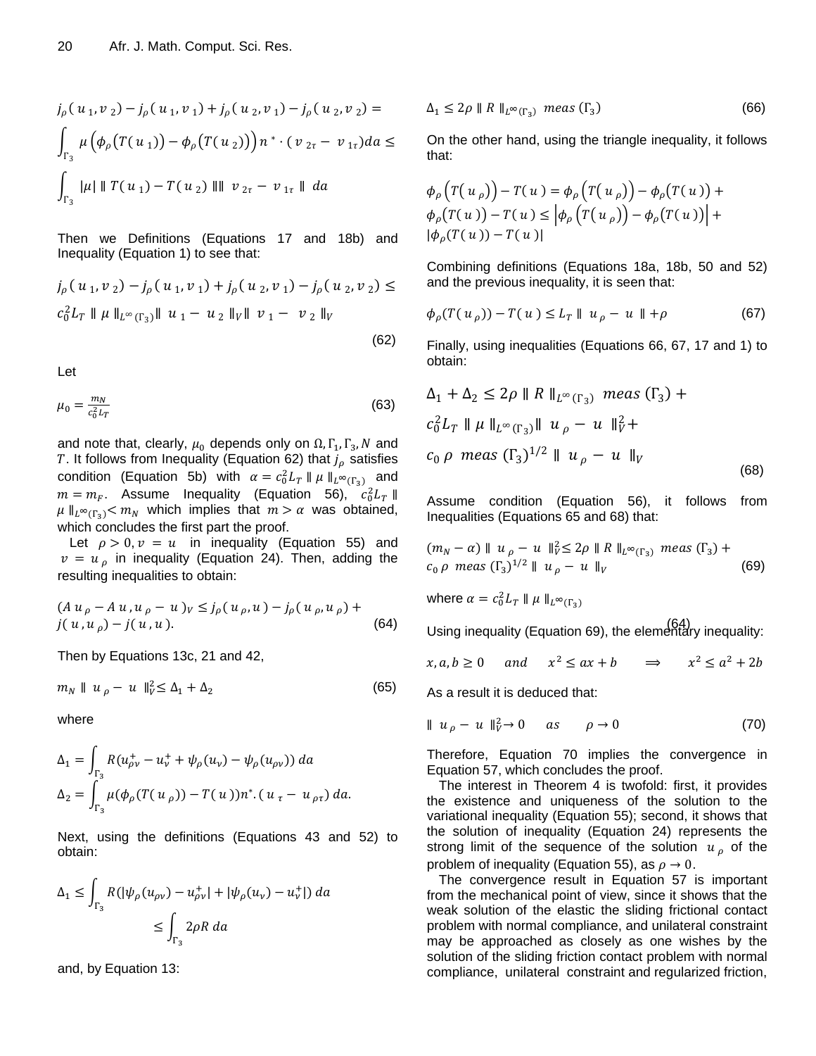$$j_\rho(u_1, v_2) - j_\rho(u_1, v_1) + j_\rho(u_2, v_1) - j_\rho(u_2, v_2) = \int_{\Gamma_3} \mu\left(\phi_\rho\left(T(u_1)\right) - \phi_\rho\left(T(u_2)\right)\right) n^* \cdot (v_{2\tau} - v_{1\tau}) da \leq \int_{\Gamma_3} |\mu| \parallel T(u_1) - T(u_2) \parallel\parallel v_{2\tau} - v_{1\tau} \parallel da$$

Then we Definitions (Equations 17 and 18b) and Inequality (Equation 1) to see that:

$$j_\rho(u_1, v_2) - j_\rho(u_1, v_1) + j_\rho(u_2, v_1) - j_\rho(u_2, v_2) \leq c_0^2 L_T \parallel \mu \parallel_{L^\infty(\Gamma_3)} \parallel u_1 - u_2 \parallel_V \parallel v_1 - v_2 \parallel_V \quad (62)$$

Let

$$\mu_0 = \frac{m_N}{c_0^2 L_T} \quad (63)$$

and note that, clearly, $\mu_0$ depends only on $\Omega, \Gamma_1, \Gamma_3, N$ and $T$. It follows from Inequality (Equation 62) that $j_\rho$ satisfies condition (Equation 5b) with $\alpha = c_0^2 L_T \parallel \mu \parallel_{L^\infty(\Gamma_3)}$ and $m = m_F$. Assume Inequality (Equation 56), $c_0^2 L_T \parallel \mu \parallel_{L^\infty(\Gamma_3)} < m_N$ which implies that $m > \alpha$ was obtained, which concludes the first part the proof.

Let $\rho > 0, v = u$ in inequality (Equation 55) and $v = u_\rho$ in inequality (Equation 24). Then, adding the resulting inequalities to obtain:

$$(A u_\rho - A u, u_\rho - u)_V \leq j_\rho(u_\rho, u) - j_\rho(u_\rho, u_\rho) + j(u, u_\rho) - j(u, u). \quad (64)$$

Then by Equations 13c, 21 and 42,

$$m_N \parallel u_\rho - u \parallel_V^2 \leq \Delta_1 + \Delta_2 \quad (65)$$

where

$$\Delta_1 = \int_{\Gamma_3} R(u_{\rho\nu}^+ - u_\nu^+ + \psi_\rho(u_\nu) - \psi_\rho(u_{\rho\nu}))\, da$$

$$\Delta_2 = \int_{\Gamma_3} \mu(\phi_\rho(T(u_\rho)) - T(u)) n^* . (u_\tau - u_{\rho\tau})\, da.$$

Next, using the definitions (Equations 43 and 52) to obtain:

$$\Delta_1 \leq \int_{\Gamma_3} R(|\psi_\rho(u_{\rho\nu}) - u_{\rho\nu}^+| + |\psi_\rho(u_\nu) - u_\nu^+|)\, da \leq \int_{\Gamma_3} 2\rho R\, da$$

and, by Equation 13:

$$\Delta_1 \leq 2\rho \parallel R \parallel_{L^\infty(\Gamma_3)} \; meas\,(\Gamma_3) \quad (66)$$

On the other hand, using the triangle inequality, it follows that:

$$\phi_\rho\left(T(u_\rho)\right) - T(u) = \phi_\rho\left(T(u_\rho)\right) - \phi_\rho\left(T(u)\right) + \phi_\rho\left(T(u)\right) - T(u) \leq \left|\phi_\rho\left(T(u_\rho)\right) - \phi_\rho\left(T(u)\right)\right| + |\phi_\rho(T(u)) - T(u)|$$

Combining definitions (Equations 18a, 18b, 50 and 52) and the previous inequality, it is seen that:

$$\phi_\rho(T(u_\rho)) - T(u) \leq L_T \parallel u_\rho - u \parallel + \rho \quad (67)$$

Finally, using inequalities (Equations 66, 67, 17 and 1) to obtain:

$$\Delta_1 + \Delta_2 \leq 2\rho \parallel R \parallel_{L^\infty(\Gamma_3)} \; meas\,(\Gamma_3) + c_0^2 L_T \parallel \mu \parallel_{L^\infty(\Gamma_3)} \parallel u_\rho - u \parallel_V^2 + c_0\, \rho \; meas\,(\Gamma_3)^{1/2} \parallel u_\rho - u \parallel_V \quad (68)$$

Assume condition (Equation 56), it follows from Inequalities (Equations 65 and 68) that:

$$(m_N - \alpha) \parallel u_\rho - u \parallel_V^2 \leq 2\rho \parallel R \parallel_{L^\infty(\Gamma_3)} \; meas\,(\Gamma_3) + c_0\, \rho \; meas\,(\Gamma_3)^{1/2} \parallel u_\rho - u \parallel_V \quad (69)$$

where $\alpha = c_0^2 L_T \parallel \mu \parallel_{L^\infty(\Gamma_3)}$ (64)

Using inequality (Equation 69), the elementary inequality:

$$x, a, b \geq 0 \quad and \quad x^2 \leq ax + b \quad \Longrightarrow \quad x^2 \leq a^2 + 2b$$

As a result it is deduced that:

$$\parallel u_\rho - u \parallel_V^2 \to 0 \quad as \quad \rho \to 0 \quad (70)$$

Therefore, Equation 70 implies the convergence in Equation 57, which concludes the proof.

The interest in Theorem 4 is twofold: first, it provides the existence and uniqueness of the solution to the variational inequality (Equation 55); second, it shows that the solution of inequality (Equation 24) represents the strong limit of the sequence of the solution $u_\rho$ of the problem of inequality (Equation 55), as $\rho \to 0$.

The convergence result in Equation 57 is important from the mechanical point of view, since it shows that the weak solution of the elastic the sliding frictional contact problem with normal compliance, and unilateral constraint may be approached as closely as one wishes by the solution of the sliding friction contact problem with normal compliance, unilateral constraint and regularized friction,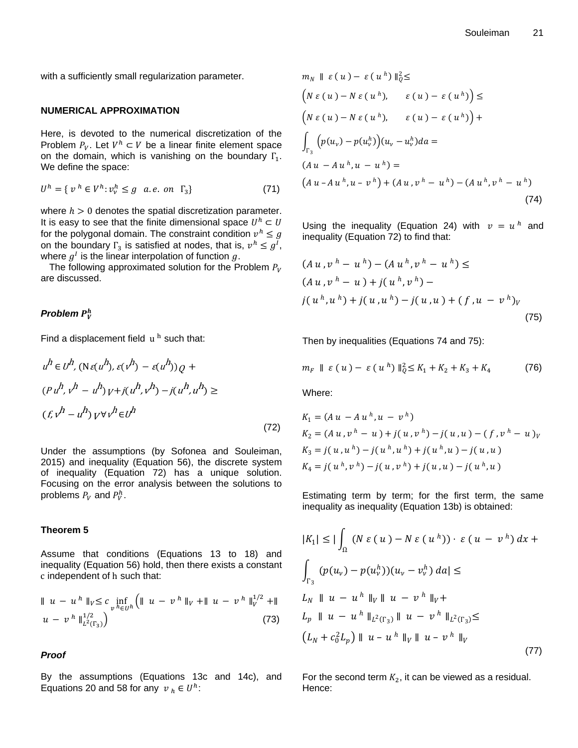with a sufficiently small regularization parameter.

## NUMERICAL APPROXIMATION

Here, is devoted to the numerical discretization of the Problem $P_V$. Let $V^h \subset V$ be a linear finite element space on the domain, which is vanishing on the boundary $\Gamma_1$. We define the space:

$$U^h = \{ v^h \in V^h : v_\nu^h \leq g \quad a.e. \ on \ \ \Gamma_3\} \tag{71}$$

where $h > 0$ denotes the spatial discretization parameter. It is easy to see that the finite dimensional space $U^h \subset U$ for the polygonal domain. The constraint condition $v^h \leq g$ on the boundary $\Gamma_3$ is satisfied at nodes, that is, $v^h \leq g^I$, where $g^I$ is the linear interpolation of function $g$.

The following approximated solution for the Problem $P_V$ are discussed.

### Problem $P_V^h$

Find a displacement field $u^h$ such that:

$$u^h \in U^h, (N\varepsilon(u^h), \varepsilon(v^h) - \varepsilon(u^h))_Q + (P u^h, v^h - u^h)_V + j(u^h, v^h) - j(u^h, u^h) \geq (f, v^h - u^h)_V \forall v^h \in U^h \tag{72}$$

Under the assumptions (by Sofonea and Souleiman, 2015) and inequality (Equation 56), the discrete system of inequality (Equation 72) has a unique solution. Focusing on the error analysis between the solutions to problems $P_V$ and $P_V^h$.

### Theorem 5

Assume that conditions (Equations 13 to 18) and inequality (Equation 56) hold, then there exists a constant c independent of h such that:

$$\| u - u^h \|_V \leq c \inf_{v^h \in U^h} \left( \| u - v^h \|_V + \| u - v^h \|_V^{1/2} + \| u - v^h \|_{L^2(\Gamma_3)}^{1/2} \right) \tag{73}$$

### Proof

By the assumptions (Equations 13c and 14c), and Equations 20 and 58 for any $v_h \in U^h$:

$$\begin{aligned}
&m_N \| \varepsilon(u) - \varepsilon(u^h) \|_Q^2 \leq \\
&\left(N\varepsilon(u) - N\varepsilon(u^h), \quad \varepsilon(u) - \varepsilon(u^h)\right) \leq \\
&\left(N\varepsilon(u) - N\varepsilon(u^h), \quad \varepsilon(u) - \varepsilon(u^h)\right) + \\
&\int_{\Gamma_3} \left(p(u_\nu) - p(u_\nu^h)\right)(u_\nu - u_\nu^h) da = \\
&(Au - Au^h, u - u^h) = \\
&\left(Au - Au^h, u - v^h\right) + (Au, v^h - u^h) - (Au^h, v^h - u^h)
\end{aligned} \tag{74}$$

Using the inequality (Equation 24) with $v = u^h$ and inequality (Equation 72) to find that:

$$\begin{aligned}
&(Au, v^h - u^h) - (Au^h, v^h - u^h) \leq \\
&(Au, v^h - u) + j(u^h, v^h) - \\
&j(u^h, u^h) + j(u, u^h) - j(u, u) + (f, u - v^h)_V
\end{aligned} \tag{75}$$

Then by inequalities (Equations 74 and 75):

$$m_F \| \varepsilon(u) - \varepsilon(u^h) \|_Q^2 \leq K_1 + K_2 + K_3 + K_4 \tag{76}$$

Where:

$$\begin{aligned}
K_1 &= (Au - Au^h, u - v^h) \\
K_2 &= (Au, v^h - u) + j(u, v^h) - j(u, u) - (f, v^h - u)_V \\
K_3 &= j(u, u^h) - j(u^h, u^h) + j(u^h, u) - j(u, u) \\
K_4 &= j(u^h, v^h) - j(u, v^h) + j(u, u) - j(u^h, u)
\end{aligned}$$

Estimating term by term; for the first term, the same inequality as inequality (Equation 13b) is obtained:

$$\begin{aligned}
&|K_1| \leq \left| \int_\Omega (N\varepsilon(u) - N\varepsilon(u^h)) \cdot \varepsilon(u - v^h) dx + \right. \\
&\left. \int_{\Gamma_3} (p(u_\nu) - p(u_\nu^h))(u_\nu - v_\nu^h) da \right| \leq \\
&L_N \| u - u^h \|_V \| u - v^h \|_V + \\
&L_p \| u - u^h \|_{L^2(\Gamma_3)} \| u - v^h \|_{L^2(\Gamma_3)} \leq \\
&\left(L_N + c_0^2 L_p\right) \| u - u^h \|_V \| u - v^h \|_V
\end{aligned} \tag{77}$$

For the second term $K_2$, it can be viewed as a residual. Hence: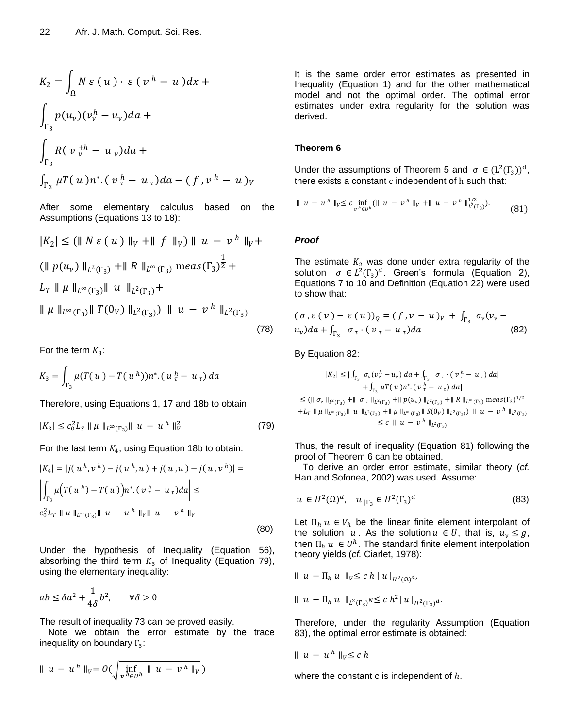$$K_2 = \int_\Omega N\,\varepsilon(u) \cdot \varepsilon(v^h - u)dx + \int_{\Gamma_3} p(u_\nu)(v_\nu^h - u_\nu)da + \int_{\Gamma_3} R(v_\nu^{+h} - u_\nu)da + \int_{\Gamma_3} \mu T(u)n^*.(v_\tau^h - u_\tau)da - (f, v^h - u)_V$$

After some elementary calculus based on the Assumptions (Equations 13 to 18):

$$|K_2| \le (\| N\,\varepsilon(u)\|_V + \| f\|_V) \| u - v^h\|_V + (\| p(u_\nu)\|_{L^2(\Gamma_3)} + \| R\|_{L^\infty(\Gamma_3)}\, meas(\Gamma_3)^{\frac{1}{2}} + L_T \| \mu\|_{L^\infty(\Gamma_3)} \| u\|_{L^2(\Gamma_3)} + \| \mu\|_{L^\infty(\Gamma_3)} \| T(0_V)\|_{L^2(\Gamma_3)}) \| u - v^h\|_{L^2(\Gamma_3)} \tag{78}$$

For the term $K_3$:

$$K_3 = \int_{\Gamma_3} \mu(T(u) - T(u^h))n^*.(u_\tau^h - u_\tau)\,da$$

Therefore, using Equations 1, 17 and 18b to obtain:

$$|K_3| \le c_0^2 L_S \| \mu\|_{L^\infty(\Gamma_3)} \| u - u^h\|_V^2 \tag{79}$$

For the last term $K_4$, using Equation 18b to obtain:

$$|K_4| = |j(u^h, v^h) - j(u^h, u) + j(u, u) - j(u, v^h)| = \left|\int_{\Gamma_3} \mu\big(T(u^h) - T(u)\big)n^*.(v_\tau^h - u_\tau)da\right| \le c_0^2 L_T \| \mu\|_{L^\infty(\Gamma_3)} \| u - u^h\|_V \| u - v^h\|_V \tag{80}$$

Under the hypothesis of Inequality (Equation 56), absorbing the third term $K_3$ of Inequality (Equation 79), using the elementary inequality:

$$ab \le \delta a^2 + \frac{1}{4\delta} b^2, \qquad \forall \delta > 0$$

The result of inequality 73 can be proved easily.

Note we obtain the error estimate by the trace inequality on boundary $\Gamma_3$:

$$\| u - u^h\|_V = O\Big(\sqrt{\inf_{v^h \in U^h} \| u - v^h\|_V}\Big)$$

It is the same order error estimates as presented in Inequality (Equation 1) and for the other mathematical model and not the optimal order. The optimal error estimates under extra regularity for the solution was derived.

### Theorem 6

Under the assumptions of Theorem 5 and $\sigma \in (L^2(\Gamma_3))^d$, there exists a constant c independent of h such that:

$$\| u - u^h\|_V \le c \inf_{v^h \in U^h} (\| u - v^h\|_V + \| u - v^h\|_{L^2(\Gamma_3)}^{1/2}). \tag{81}$$

***Proof***

The estimate $K_2$ was done under extra regularity of the solution $\sigma \in L^2(\Gamma_3)^d$. Green's formula (Equation 2), Equations 7 to 10 and Definition (Equation 22) were used to show that:

$$(\sigma, \varepsilon(v) - \varepsilon(u))_Q = (f, v - u)_V + \int_{\Gamma_3} \sigma_\nu(v_\nu - u_\nu)da + \int_{\Gamma_3} \sigma_\tau \cdot (v_\tau - u_\tau)da \tag{82}$$

By Equation 82:

$$\begin{aligned} |K_2| &\le |\int_{\Gamma_3} \sigma_\nu(v_\nu^h - u_\nu)\,da + \int_{\Gamma_3} \sigma_\tau \cdot (v_\tau^h - u_\tau)\,da| + \int_{\Gamma_3} \mu T(u)n^*.(v_\tau^h - u_\tau)\,da| \\ &\le (\| \sigma_\nu\|_{L^2(\Gamma_3)} + \| \sigma_\tau\|_{L^2(\Gamma_3)} + \| p(u_\nu)\|_{L^2(\Gamma_3)} + \| R\|_{L^\infty(\Gamma_3)}\, meas(\Gamma_3)^{1/2} \\ &\quad + L_T \| \mu\|_{L^\infty(\Gamma_3)} \| u\|_{L^2(\Gamma_3)} + \| \mu\|_{L^\infty(\Gamma_3)} \| S(0_V)\|_{L^2(\Gamma_3)}) \| u - v^h\|_{L^2(\Gamma_3)} \\ &\le c \| u - v^h\|_{L^2(\Gamma_3)} \end{aligned}$$

Thus, the result of inequality (Equation 81) following the proof of Theorem 6 can be obtained.

To derive an order error estimate, similar theory (*cf.* Han and Sofonea, 2002) was used. Assume:

$$u \in H^2(\Omega)^d, \quad u_{|\Gamma_3} \in H^2(\Gamma_3)^d \tag{83}$$

Let $\Pi_h u \in V_h$ be the linear finite element interpolant of the solution $u$. As the solution $u \in U$, that is, $u_\nu \le g$, then $\Pi_h u \in U^h$. The standard finite element interpolation theory yields (*cf.* Ciarlet, 1978):

$$\| u - \Pi_h u\|_V \le c\,h\,|u|_{H^2(\Omega)^d},$$

$$\| u - \Pi_h u\|_{L^2(\Gamma_3)^N} \le c\,h^2 |u|_{H^2(\Gamma_3)^d}.$$

Therefore, under the regularity Assumption (Equation 83), the optimal error estimate is obtained:

$$\| u - u^h\|_V \le c\,h$$

where the constant c is independent of $h$.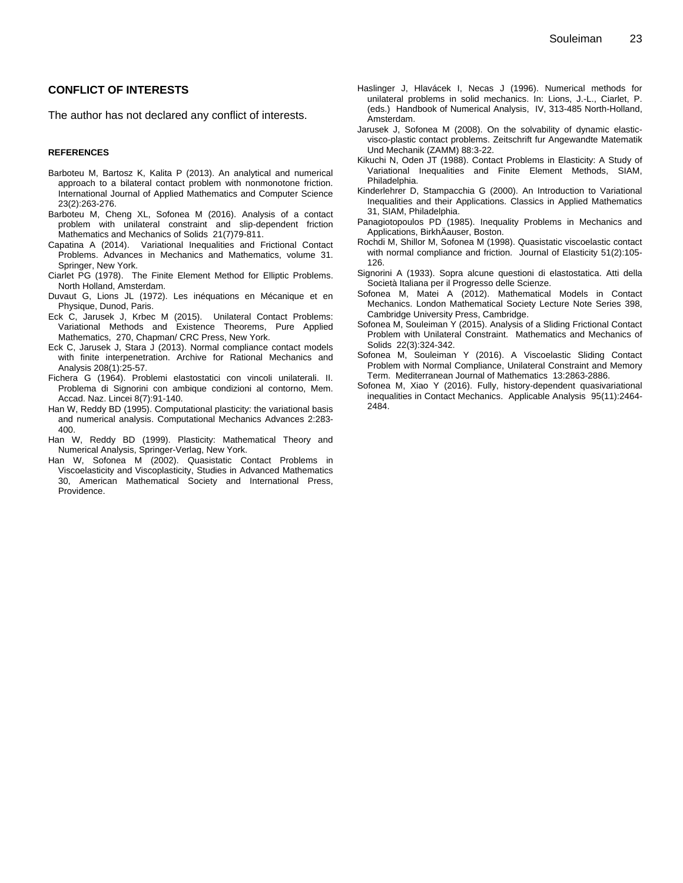## CONFLICT OF INTERESTS

The author has not declared any conflict of interests.

### REFERENCES

Barboteu M, Bartosz K, Kalita P (2013). An analytical and numerical approach to a bilateral contact problem with nonmonotone friction. International Journal of Applied Mathematics and Computer Science 23(2):263-276.

Barboteu M, Cheng XL, Sofonea M (2016). Analysis of a contact problem with unilateral constraint and slip-dependent friction Mathematics and Mechanics of Solids 21(7)79-811.

Capatina A (2014). Variational Inequalities and Frictional Contact Problems. Advances in Mechanics and Mathematics, volume 31. Springer, New York.

Ciarlet PG (1978). The Finite Element Method for Elliptic Problems. North Holland, Amsterdam.

Duvaut G, Lions JL (1972). Les inéquations en Mécanique et en Physique, Dunod, Paris.

Eck C, Jarusek J, Krbec M (2015). Unilateral Contact Problems: Variational Methods and Existence Theorems, Pure Applied Mathematics, 270, Chapman/ CRC Press, New York.

Eck C, Jarusek J, Stara J (2013). Normal compliance contact models with finite interpenetration. Archive for Rational Mechanics and Analysis 208(1):25-57.

Fichera G (1964). Problemi elastostatici con vincoli unilaterali. II. Problema di Signorini con ambique condizioni al contorno, Mem. Accad. Naz. Lincei 8(7):91-140.

Han W, Reddy BD (1995). Computational plasticity: the variational basis and numerical analysis. Computational Mechanics Advances 2:283-400.

Han W, Reddy BD (1999). Plasticity: Mathematical Theory and Numerical Analysis, Springer-Verlag, New York.

Han W, Sofonea M (2002). Quasistatic Contact Problems in Viscoelasticity and Viscoplasticity, Studies in Advanced Mathematics 30, American Mathematical Society and International Press, Providence.

Haslinger J, Hlavácek I, Necas J (1996). Numerical methods for unilateral problems in solid mechanics. In: Lions, J.-L., Ciarlet, P. (eds.) Handbook of Numerical Analysis, IV, 313-485 North-Holland, Amsterdam.

Jarusek J, Sofonea M (2008). On the solvability of dynamic elastic-visco-plastic contact problems. Zeitschrift fur Angewandte Matematik Und Mechanik (ZAMM) 88:3-22.

Kikuchi N, Oden JT (1988). Contact Problems in Elasticity: A Study of Variational Inequalities and Finite Element Methods, SIAM, Philadelphia.

Kinderlehrer D, Stampacchia G (2000). An Introduction to Variational Inequalities and their Applications. Classics in Applied Mathematics 31, SIAM, Philadelphia.

Panagiotopoulos PD (1985). Inequality Problems in Mechanics and Applications, BirkhÄauser, Boston.

Rochdi M, Shillor M, Sofonea M (1998). Quasistatic viscoelastic contact with normal compliance and friction. Journal of Elasticity 51(2):105-126.

Signorini A (1933). Sopra alcune questioni di elastostatica. Atti della Società Italiana per il Progresso delle Scienze.

Sofonea M, Matei A (2012). Mathematical Models in Contact Mechanics. London Mathematical Society Lecture Note Series 398, Cambridge University Press, Cambridge.

Sofonea M, Souleiman Y (2015). Analysis of a Sliding Frictional Contact Problem with Unilateral Constraint. Mathematics and Mechanics of Solids 22(3):324-342.

Sofonea M, Souleiman Y (2016). A Viscoelastic Sliding Contact Problem with Normal Compliance, Unilateral Constraint and Memory Term. Mediterranean Journal of Mathematics 13:2863-2886.

Sofonea M, Xiao Y (2016). Fully, history-dependent quasivariational inequalities in Contact Mechanics. Applicable Analysis 95(11):2464-2484.